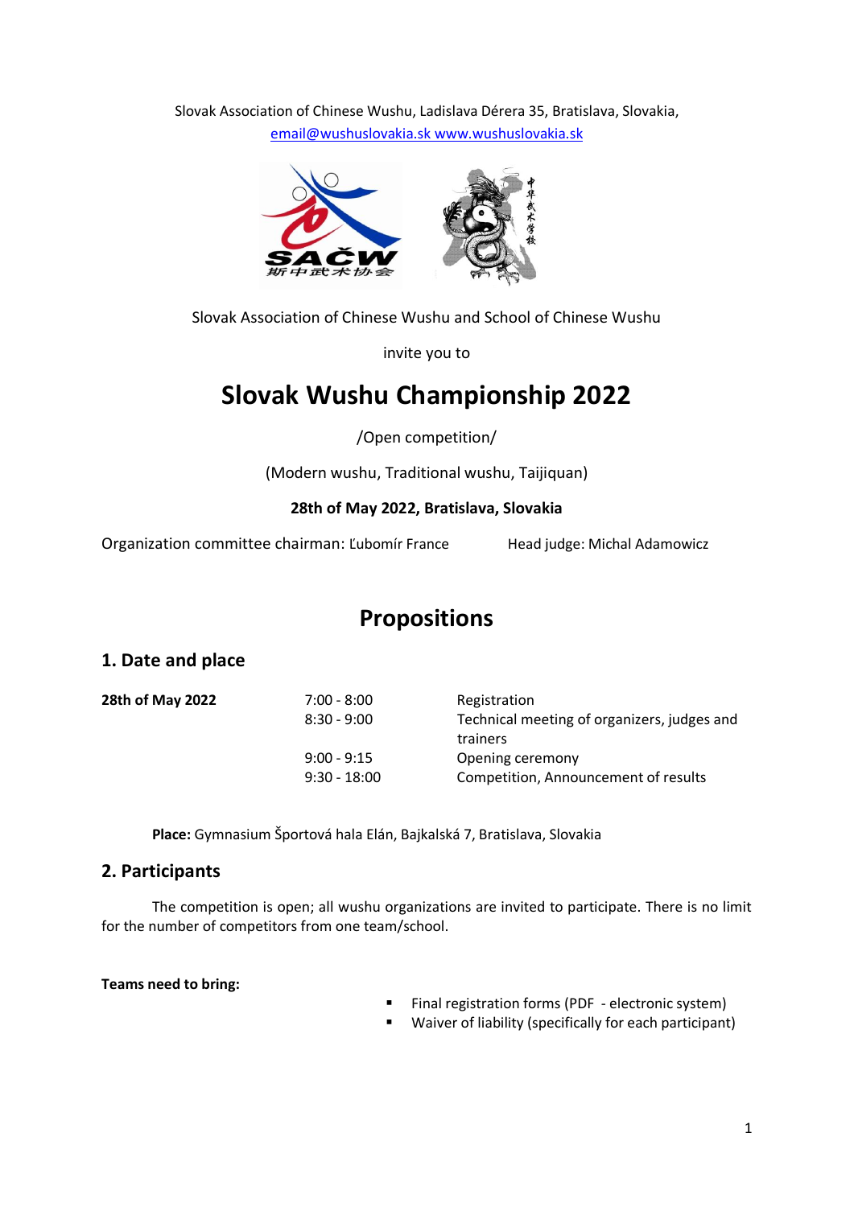Slovak Association of Chinese Wushu, Ladislava Dérera 35, Bratislava, Slovakia, email@wushuslovakia.sk www.wushuslovakia.sk

Slovak Association of Chinese Wushu and School of Chinese Wushu

invite you to

# Slovak Wushu Championship 2022

/Open competition/

(Modern wushu, Traditional wushu, Taijiquan)

**28th of May 2022, Bratislava, Slovakia**

Organization committee chairman: Ľubomír France    Head judge: Michal Adamowicz

## Propositions

### 1. Date and place

| **28th of May 2022** | 7:00 - 8:00 | Registration |
|---|---|---|
| | 8:30 - 9:00 | Technical meeting of organizers, judges and trainers |
| | 9:00 - 9:15 | Opening ceremony |
| | 9:30 - 18:00 | Competition, Announcement of results |

**Place:** Gymnasium Športová hala Elán, Bajkalská 7, Bratislava, Slovakia

### 2. Participants

The competition is open; all wushu organizations are invited to participate. There is no limit for the number of competitors from one team/school.

**Teams need to bring:**

- Final registration forms (PDF - electronic system)
- Waiver of liability (specifically for each participant)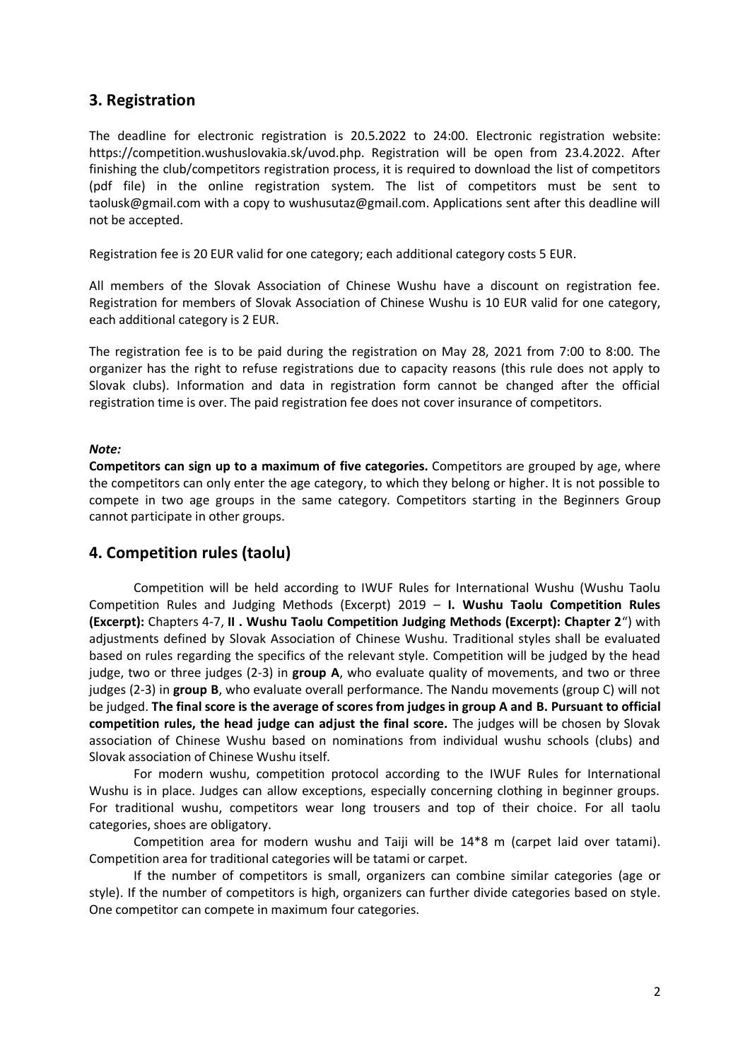## 3. Registration

The deadline for electronic registration is 20.5.2022 to 24:00. Electronic registration website: https://competition.wushuslovakia.sk/uvod.php. Registration will be open from 23.4.2022. After finishing the club/competitors registration process, it is required to download the list of competitors (pdf file) in the online registration system. The list of competitors must be sent to taolusk@gmail.com with a copy to wushusutaz@gmail.com. Applications sent after this deadline will not be accepted.

Registration fee is 20 EUR valid for one category; each additional category costs 5 EUR.

All members of the Slovak Association of Chinese Wushu have a discount on registration fee. Registration for members of Slovak Association of Chinese Wushu is 10 EUR valid for one category, each additional category is 2 EUR.

The registration fee is to be paid during the registration on May 28, 2021 from 7:00 to 8:00. The organizer has the right to refuse registrations due to capacity reasons (this rule does not apply to Slovak clubs). Information and data in registration form cannot be changed after the official registration time is over. The paid registration fee does not cover insurance of competitors.

***Note:***

**Competitors can sign up to a maximum of five categories.** Competitors are grouped by age, where the competitors can only enter the age category, to which they belong or higher. It is not possible to compete in two age groups in the same category. Competitors starting in the Beginners Group cannot participate in other groups.

## 4. Competition rules (taolu)

Competition will be held according to IWUF Rules for International Wushu (Wushu Taolu Competition Rules and Judging Methods (Excerpt) 2019 – **I. Wushu Taolu Competition Rules (Excerpt):** Chapters 4-7, **II . Wushu Taolu Competition Judging Methods (Excerpt): Chapter 2**") with adjustments defined by Slovak Association of Chinese Wushu. Traditional styles shall be evaluated based on rules regarding the specifics of the relevant style. Competition will be judged by the head judge, two or three judges (2-3) in **group A**, who evaluate quality of movements, and two or three judges (2-3) in **group B**, who evaluate overall performance. The Nandu movements (group C) will not be judged. **The final score is the average of scores from judges in group A and B. Pursuant to official competition rules, the head judge can adjust the final score.** The judges will be chosen by Slovak association of Chinese Wushu based on nominations from individual wushu schools (clubs) and Slovak association of Chinese Wushu itself.

For modern wushu, competition protocol according to the IWUF Rules for International Wushu is in place. Judges can allow exceptions, especially concerning clothing in beginner groups. For traditional wushu, competitors wear long trousers and top of their choice. For all taolu categories, shoes are obligatory.

Competition area for modern wushu and Taiji will be 14*8 m (carpet laid over tatami). Competition area for traditional categories will be tatami or carpet.

If the number of competitors is small, organizers can combine similar categories (age or style). If the number of competitors is high, organizers can further divide categories based on style. One competitor can compete in maximum four categories.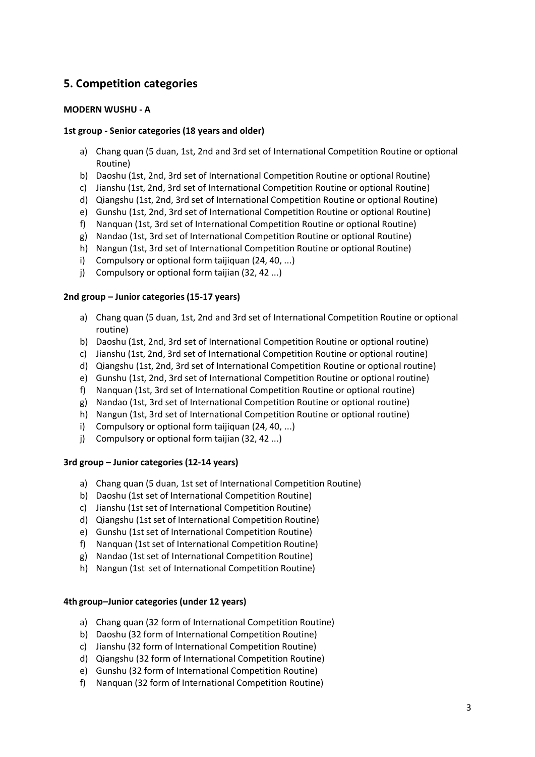## 5. Competition categories

**MODERN WUSHU - A**

**1st group - Senior categories (18 years and older)**

a) Chang quan (5 duan, 1st, 2nd and 3rd set of International Competition Routine or optional Routine)
b) Daoshu (1st, 2nd, 3rd set of International Competition Routine or optional Routine)
c) Jianshu (1st, 2nd, 3rd set of International Competition Routine or optional Routine)
d) Qiangshu (1st, 2nd, 3rd set of International Competition Routine or optional Routine)
e) Gunshu (1st, 2nd, 3rd set of International Competition Routine or optional Routine)
f) Nanquan (1st, 3rd set of International Competition Routine or optional Routine)
g) Nandao (1st, 3rd set of International Competition Routine or optional Routine)
h) Nangun (1st, 3rd set of International Competition Routine or optional Routine)
i) Compulsory or optional form taijiquan (24, 40, ...)
j) Compulsory or optional form taijian (32, 42 ...)

**2nd group – Junior categories (15-17 years)**

a) Chang quan (5 duan, 1st, 2nd and 3rd set of International Competition Routine or optional routine)
b) Daoshu (1st, 2nd, 3rd set of International Competition Routine or optional routine)
c) Jianshu (1st, 2nd, 3rd set of International Competition Routine or optional routine)
d) Qiangshu (1st, 2nd, 3rd set of International Competition Routine or optional routine)
e) Gunshu (1st, 2nd, 3rd set of International Competition Routine or optional routine)
f) Nanquan (1st, 3rd set of International Competition Routine or optional routine)
g) Nandao (1st, 3rd set of International Competition Routine or optional routine)
h) Nangun (1st, 3rd set of International Competition Routine or optional routine)
i) Compulsory or optional form taijiquan (24, 40, ...)
j) Compulsory or optional form taijian (32, 42 ...)

**3rd group – Junior categories (12-14 years)**

a) Chang quan (5 duan, 1st set of International Competition Routine)
b) Daoshu (1st set of International Competition Routine)
c) Jianshu (1st set of International Competition Routine)
d) Qiangshu (1st set of International Competition Routine)
e) Gunshu (1st set of International Competition Routine)
f) Nanquan (1st set of International Competition Routine)
g) Nandao (1st set of International Competition Routine)
h) Nangun (1st set of International Competition Routine)

**4th group–Junior categories (under 12 years)**

a) Chang quan (32 form of International Competition Routine)
b) Daoshu (32 form of International Competition Routine)
c) Jianshu (32 form of International Competition Routine)
d) Qiangshu (32 form of International Competition Routine)
e) Gunshu (32 form of International Competition Routine)
f) Nanquan (32 form of International Competition Routine)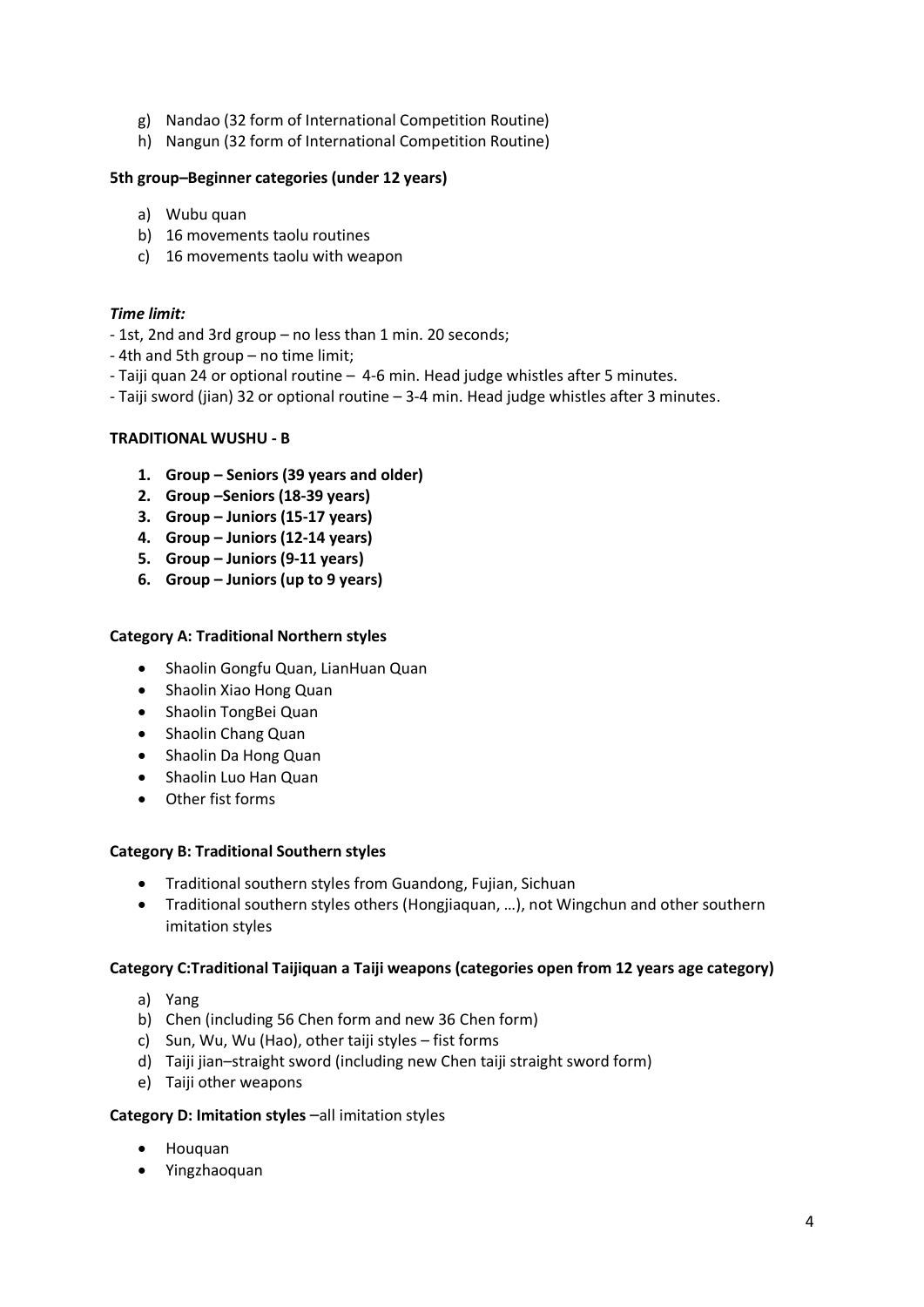g) Nandao (32 form of International Competition Routine)
h) Nangun (32 form of International Competition Routine)

**5th group–Beginner categories (under 12 years)**

a) Wubu quan
b) 16 movements taolu routines
c) 16 movements taolu with weapon

***Time limit:***

- 1st, 2nd and 3rd group – no less than 1 min. 20 seconds;
- 4th and 5th group – no time limit;
- Taiji quan 24 or optional routine – 4-6 min. Head judge whistles after 5 minutes.
- Taiji sword (jian) 32 or optional routine – 3-4 min. Head judge whistles after 3 minutes.

**TRADITIONAL WUSHU - B**

1. **Group – Seniors (39 years and older)**
2. **Group –Seniors (18-39 years)**
3. **Group – Juniors (15-17 years)**
4. **Group – Juniors (12-14 years)**
5. **Group – Juniors (9-11 years)**
6. **Group – Juniors (up to 9 years)**

**Category A: Traditional Northern styles**

- Shaolin Gongfu Quan, LianHuan Quan
- Shaolin Xiao Hong Quan
- Shaolin TongBei Quan
- Shaolin Chang Quan
- Shaolin Da Hong Quan
- Shaolin Luo Han Quan
- Other fist forms

**Category B: Traditional Southern styles**

- Traditional southern styles from Guandong, Fujian, Sichuan
- Traditional southern styles others (Hongjiaquan, …), not Wingchun and other southern imitation styles

**Category C:Traditional Taijiquan a Taiji weapons (categories open from 12 years age category)**

a) Yang
b) Chen (including 56 Chen form and new 36 Chen form)
c) Sun, Wu, Wu (Hao), other taiji styles – fist forms
d) Taiji jian–straight sword (including new Chen taiji straight sword form)
e) Taiji other weapons

**Category D: Imitation styles** –all imitation styles

- Houquan
- Yingzhaoquan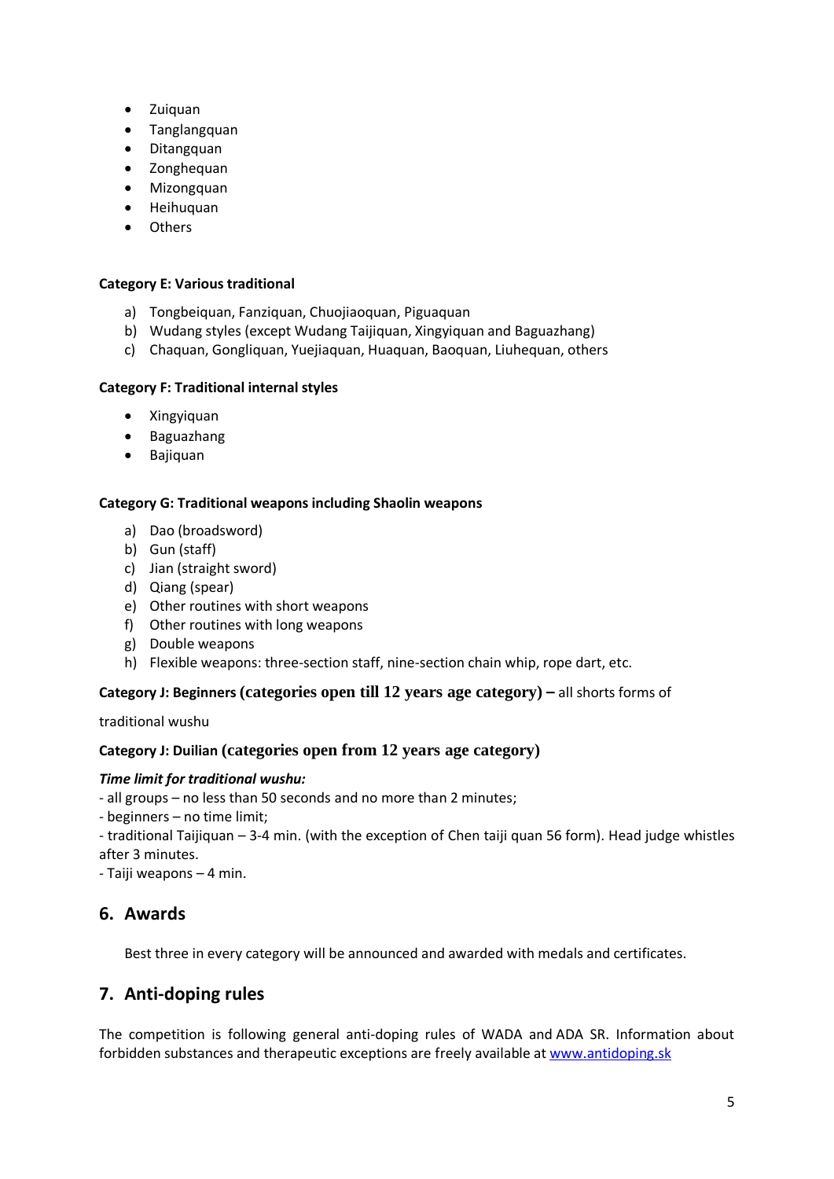- Zuiquan
- Tanglangquan
- Ditangquan
- Zonghequan
- Mizongquan
- Heihuquan
- Others

**Category E: Various traditional**

a) Tongbeiquan, Fanziquan, Chuojiaoquan, Piguaquan
b) Wudang styles (except Wudang Taijiquan, Xingyiquan and Baguazhang)
c) Chaquan, Gongliquan, Yuejiaquan, Huaquan, Baoquan, Liuhequan, others

**Category F: Traditional internal styles**

- Xingyiquan
- Baguazhang
- Bajiquan

**Category G: Traditional weapons including Shaolin weapons**

a) Dao (broadsword)
b) Gun (staff)
c) Jian (straight sword)
d) Qiang (spear)
e) Other routines with short weapons
f) Other routines with long weapons
g) Double weapons
h) Flexible weapons: three-section staff, nine-section chain whip, rope dart, etc.

**Category J: Beginners (categories open till 12 years age category) –** all shorts forms of traditional wushu

**Category J: Duilian (categories open from 12 years age category)**

***Time limit for traditional wushu:***

- all groups – no less than 50 seconds and no more than 2 minutes;
- beginners – no time limit;
- traditional Taijiquan – 3-4 min. (with the exception of Chen taiji quan 56 form). Head judge whistles after 3 minutes.
- Taiji weapons – 4 min.

## 6. Awards

Best three in every category will be announced and awarded with medals and certificates.

## 7. Anti-doping rules

The competition is following general anti-doping rules of WADA and ADA SR. Information about forbidden substances and therapeutic exceptions are freely available at www.antidoping.sk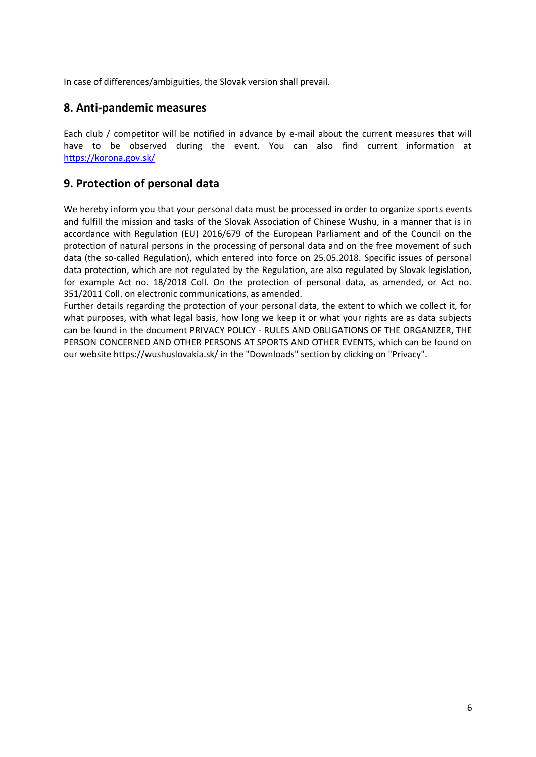In case of differences/ambiguities, the Slovak version shall prevail.

## 8. Anti-pandemic measures

Each club / competitor will be notified in advance by e-mail about the current measures that will have to be observed during the event. You can also find current information at [https://korona.gov.sk/](https://korona.gov.sk/)

## 9. Protection of personal data

We hereby inform you that your personal data must be processed in order to organize sports events and fulfill the mission and tasks of the Slovak Association of Chinese Wushu, in a manner that is in accordance with Regulation (EU) 2016/679 of the European Parliament and of the Council on the protection of natural persons in the processing of personal data and on the free movement of such data (the so-called Regulation), which entered into force on 25.05.2018. Specific issues of personal data protection, which are not regulated by the Regulation, are also regulated by Slovak legislation, for example Act no. 18/2018 Coll. On the protection of personal data, as amended, or Act no. 351/2011 Coll. on electronic communications, as amended.

Further details regarding the protection of your personal data, the extent to which we collect it, for what purposes, with what legal basis, how long we keep it or what your rights are as data subjects can be found in the document PRIVACY POLICY - RULES AND OBLIGATIONS OF THE ORGANIZER, THE PERSON CONCERNED AND OTHER PERSONS AT SPORTS AND OTHER EVENTS, which can be found on our website https://wushuslovakia.sk/ in the "Downloads" section by clicking on "Privacy".